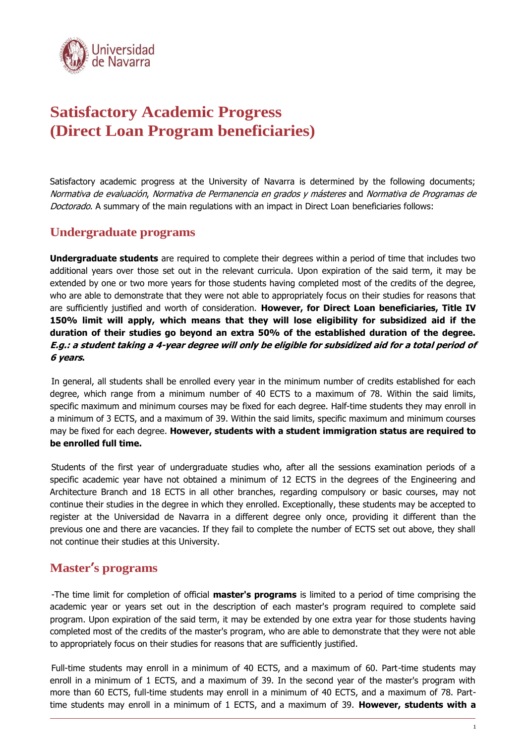# Satisfactory Academic Progress (Direct Loan Program beneficiaries)

Satisfactory academic progress at the University of Navarra is determined by the following documents; *Normativa de evaluación*, *Normativa de Permanencia en grados y másteres* and *Normativa de Programas de Doctorado*. A summary of the main regulations with an impact in Direct Loan beneficiaries follows:

## Undergraduate programs

**Undergraduate students** are required to complete their degrees within a period of time that includes two additional years over those set out in the relevant curricula. Upon expiration of the said term, it may be extended by one or two more years for those students having completed most of the credits of the degree, who are able to demonstrate that they were not able to appropriately focus on their studies for reasons that are sufficiently justified and worth of consideration. **However, for Direct Loan beneficiaries, Title IV 150% limit will apply, which means that they will lose eligibility for subsidized aid if the duration of their studies go beyond an extra 50% of the established duration of the degree. *E.g.: a student taking a 4-year degree will only be eligible for subsidized aid for a total period of 6 years*.**

In general, all students shall be enrolled every year in the minimum number of credits established for each degree, which range from a minimum number of 40 ECTS to a maximum of 78. Within the said limits, specific maximum and minimum courses may be fixed for each degree. Half-time students they may enroll in a minimum of 3 ECTS, and a maximum of 39. Within the said limits, specific maximum and minimum courses may be fixed for each degree. **However, students with a student immigration status are required to be enrolled full time.**

Students of the first year of undergraduate studies who, after all the sessions examination periods of a specific academic year have not obtained a minimum of 12 ECTS in the degrees of the Engineering and Architecture Branch and 18 ECTS in all other branches, regarding compulsory or basic courses, may not continue their studies in the degree in which they enrolled. Exceptionally, these students may be accepted to register at the Universidad de Navarra in a different degree only once, providing it different than the previous one and there are vacancies. If they fail to complete the number of ECTS set out above, they shall not continue their studies at this University.

## Master's programs

-The time limit for completion of official **master's programs** is limited to a period of time comprising the academic year or years set out in the description of each master's program required to complete said program. Upon expiration of the said term, it may be extended by one extra year for those students having completed most of the credits of the master's program, who are able to demonstrate that they were not able to appropriately focus on their studies for reasons that are sufficiently justified.

Full-time students may enroll in a minimum of 40 ECTS, and a maximum of 60. Part-time students may enroll in a minimum of 1 ECTS, and a maximum of 39. In the second year of the master's program with more than 60 ECTS, full-time students may enroll in a minimum of 40 ECTS, and a maximum of 78. Part-time students may enroll in a minimum of 1 ECTS, and a maximum of 39. **However, students with a**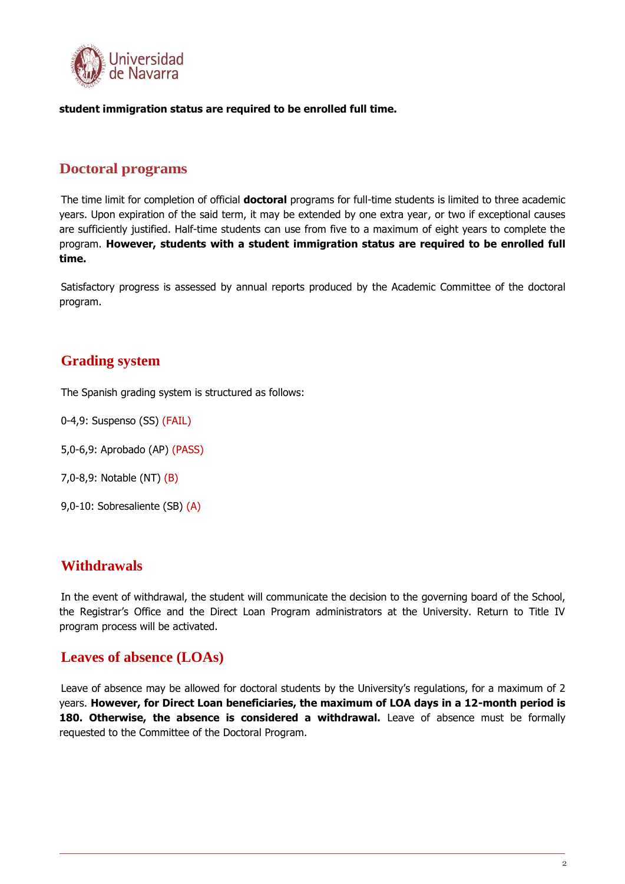**student immigration status are required to be enrolled full time.**

## Doctoral programs

The time limit for completion of official **doctoral** programs for full-time students is limited to three academic years. Upon expiration of the said term, it may be extended by one extra year, or two if exceptional causes are sufficiently justified. Half-time students can use from five to a maximum of eight years to complete the program. **However, students with a student immigration status are required to be enrolled full time.**

Satisfactory progress is assessed by annual reports produced by the Academic Committee of the doctoral program.

## Grading system

The Spanish grading system is structured as follows:

0-4,9: Suspenso (SS) (FAIL)

5,0-6,9: Aprobado (AP) (PASS)

7,0-8,9: Notable (NT) (B)

9,0-10: Sobresaliente (SB) (A)

## Withdrawals

In the event of withdrawal, the student will communicate the decision to the governing board of the School, the Registrar's Office and the Direct Loan Program administrators at the University. Return to Title IV program process will be activated.

## Leaves of absence (LOAs)

Leave of absence may be allowed for doctoral students by the University's regulations, for a maximum of 2 years. **However, for Direct Loan beneficiaries, the maximum of LOA days in a 12-month period is 180. Otherwise, the absence is considered a withdrawal.** Leave of absence must be formally requested to the Committee of the Doctoral Program.